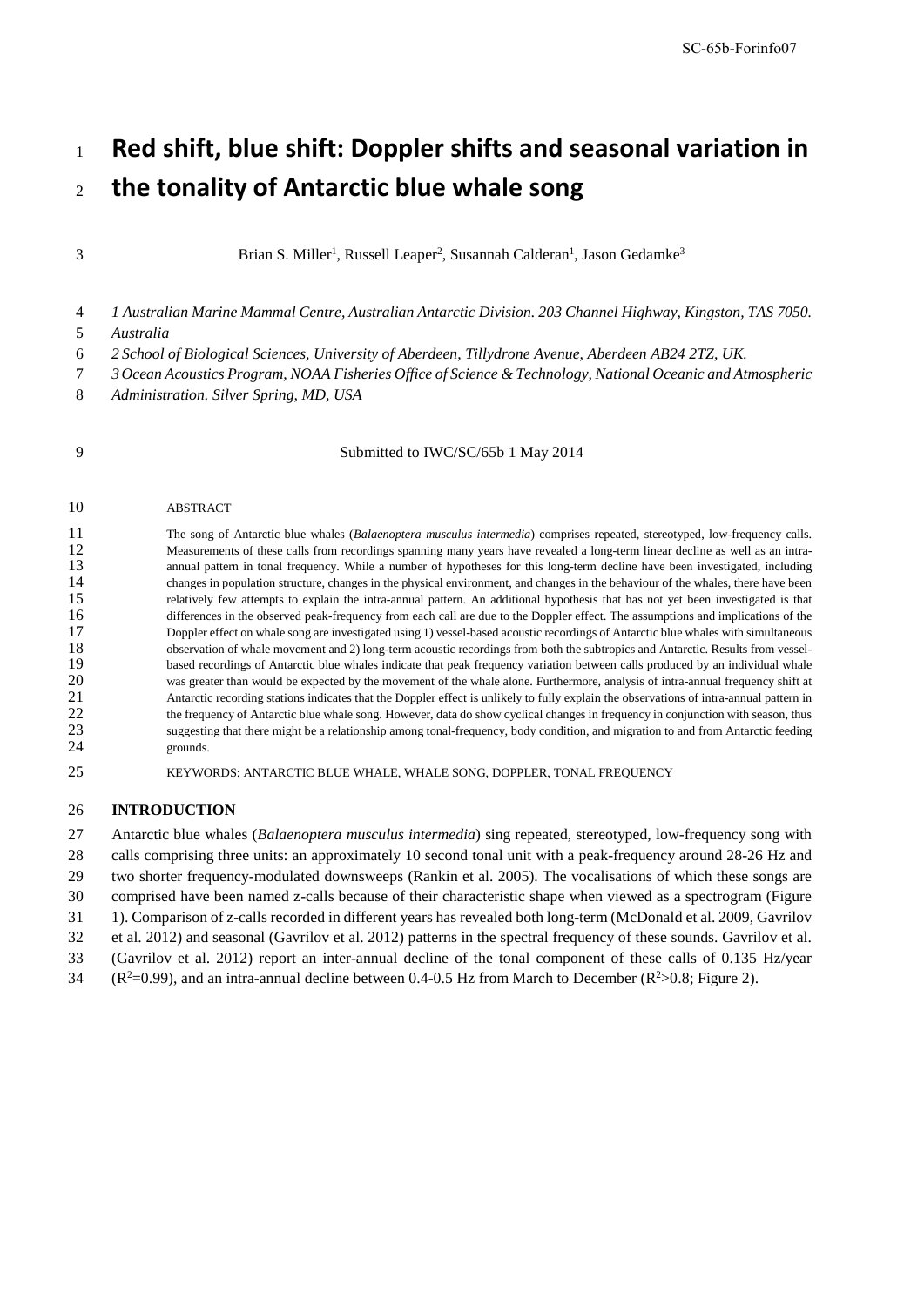# Red shift, blue shift: Doppler shifts and seasonal variation in the tonality of Antarctic blue whale song

Brian S. Miller[1], Russell Leaper[2], Susannah Calderan[1], Jason Gedamke[3]

*1 Australian Marine Mammal Centre, Australian Antarctic Division. 203 Channel Highway, Kingston, TAS 7050. Australia*

*2 School of Biological Sciences, University of Aberdeen, Tillydrone Avenue, Aberdeen AB24 2TZ, UK.*

*3 Ocean Acoustics Program, NOAA Fisheries Office of Science & Technology, National Oceanic and Atmospheric Administration. Silver Spring, MD, USA*

Submitted to IWC/SC/65b 1 May 2014

ABSTRACT

The song of Antarctic blue whales (*Balaenoptera musculus intermedia*) comprises repeated, stereotyped, low-frequency calls. Measurements of these calls from recordings spanning many years have revealed a long-term linear decline as well as an intra-annual pattern in tonal frequency. While a number of hypotheses for this long-term decline have been investigated, including changes in population structure, changes in the physical environment, and changes in the behaviour of the whales, there have been relatively few attempts to explain the intra-annual pattern. An additional hypothesis that has not yet been investigated is that differences in the observed peak-frequency from each call are due to the Doppler effect. The assumptions and implications of the Doppler effect on whale song are investigated using 1) vessel-based acoustic recordings of Antarctic blue whales with simultaneous observation of whale movement and 2) long-term acoustic recordings from both the subtropics and Antarctic. Results from vessel-based recordings of Antarctic blue whales indicate that peak frequency variation between calls produced by an individual whale was greater than would be expected by the movement of the whale alone. Furthermore, analysis of intra-annual frequency shift at Antarctic recording stations indicates that the Doppler effect is unlikely to fully explain the observations of intra-annual pattern in the frequency of Antarctic blue whale song. However, data do show cyclical changes in frequency in conjunction with season, thus suggesting that there might be a relationship among tonal-frequency, body condition, and migration to and from Antarctic feeding grounds.

KEYWORDS: ANTARCTIC BLUE WHALE, WHALE SONG, DOPPLER, TONAL FREQUENCY

## INTRODUCTION

Antarctic blue whales (*Balaenoptera musculus intermedia*) sing repeated, stereotyped, low-frequency song with calls comprising three units: an approximately 10 second tonal unit with a peak-frequency around 28-26 Hz and two shorter frequency-modulated downsweeps (Rankin et al. 2005). The vocalisations of which these songs are comprised have been named z-calls because of their characteristic shape when viewed as a spectrogram (Figure 1). Comparison of z-calls recorded in different years has revealed both long-term (McDonald et al. 2009, Gavrilov et al. 2012) and seasonal (Gavrilov et al. 2012) patterns in the spectral frequency of these sounds. Gavrilov et al. (Gavrilov et al. 2012) report an inter-annual decline of the tonal component of these calls of 0.135 Hz/year ($R^2$=0.99), and an intra-annual decline between 0.4-0.5 Hz from March to December ($R^2$>0.8; Figure 2).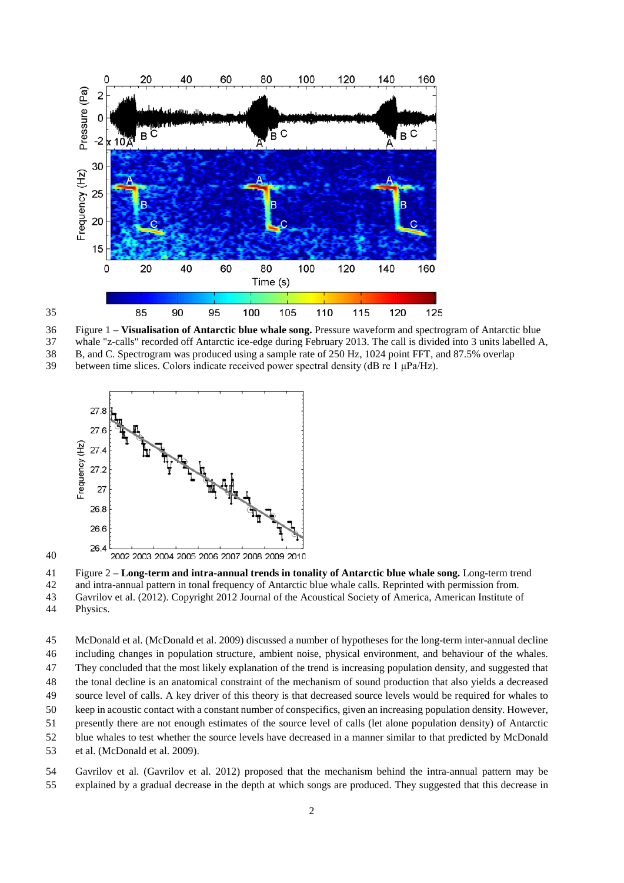Figure 1 – **Visualisation of Antarctic blue whale song.** Pressure waveform and spectrogram of Antarctic blue whale "z-calls" recorded off Antarctic ice-edge during February 2013. The call is divided into 3 units labelled A, B, and C. Spectrogram was produced using a sample rate of 250 Hz, 1024 point FFT, and 87.5% overlap between time slices. Colors indicate received power spectral density (dB re 1 μPa/Hz).

Figure 2 – **Long-term and intra-annual trends in tonality of Antarctic blue whale song.** Long-term trend and intra-annual pattern in tonal frequency of Antarctic blue whale calls. Reprinted with permission from. Gavrilov et al. (2012). Copyright 2012 Journal of the Acoustical Society of America, American Institute of Physics.

McDonald et al. (McDonald et al. 2009) discussed a number of hypotheses for the long-term inter-annual decline including changes in population structure, ambient noise, physical environment, and behaviour of the whales. They concluded that the most likely explanation of the trend is increasing population density, and suggested that the tonal decline is an anatomical constraint of the mechanism of sound production that also yields a decreased source level of calls. A key driver of this theory is that decreased source levels would be required for whales to keep in acoustic contact with a constant number of conspecifics, given an increasing population density. However, presently there are not enough estimates of the source level of calls (let alone population density) of Antarctic blue whales to test whether the source levels have decreased in a manner similar to that predicted by McDonald et al. (McDonald et al. 2009).

Gavrilov et al. (Gavrilov et al. 2012) proposed that the mechanism behind the intra-annual pattern may be explained by a gradual decrease in the depth at which songs are produced. They suggested that this decrease in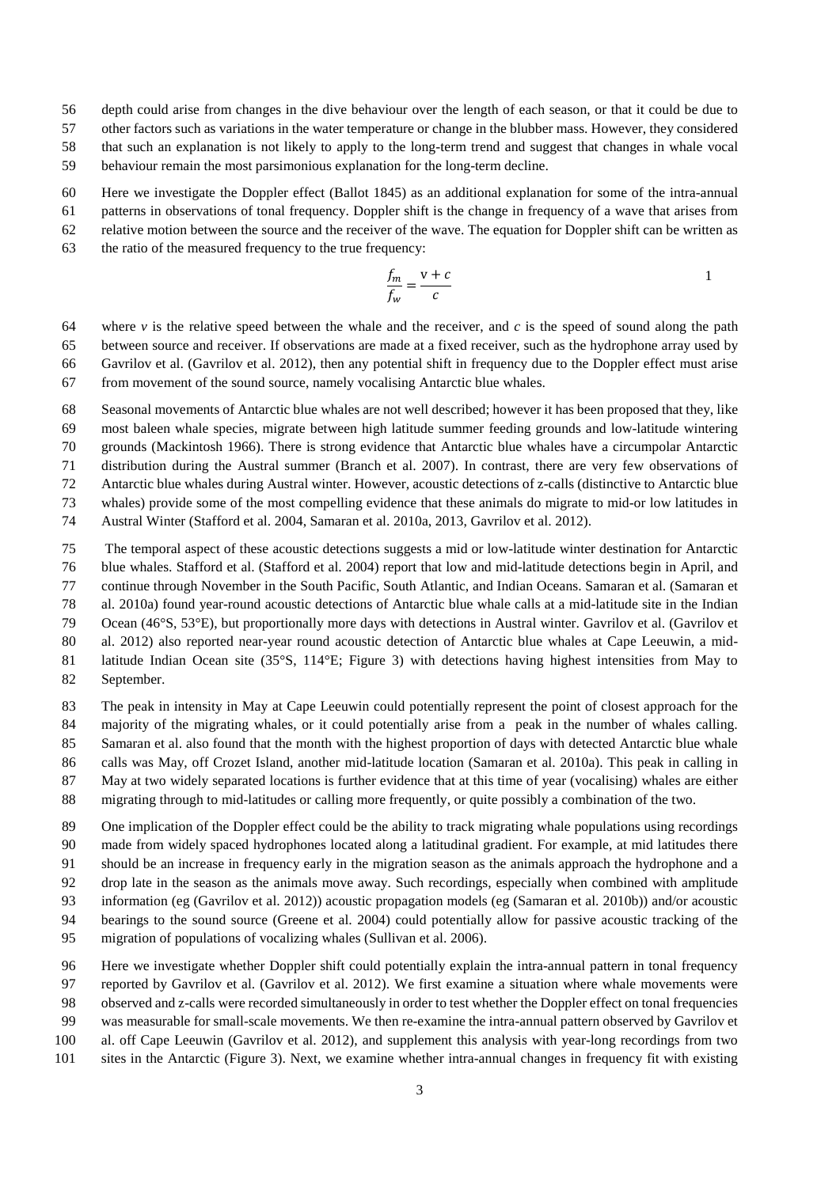depth could arise from changes in the dive behaviour over the length of each season, or that it could be due to other factors such as variations in the water temperature or change in the blubber mass. However, they considered that such an explanation is not likely to apply to the long-term trend and suggest that changes in whale vocal behaviour remain the most parsimonious explanation for the long-term decline.

Here we investigate the Doppler effect (Ballot 1845) as an additional explanation for some of the intra-annual patterns in observations of tonal frequency. Doppler shift is the change in frequency of a wave that arises from relative motion between the source and the receiver of the wave. The equation for Doppler shift can be written as the ratio of the measured frequency to the true frequency:

$$\frac{f_m}{f_w} = \frac{v + c}{c} \qquad (1)$$

where $v$ is the relative speed between the whale and the receiver, and $c$ is the speed of sound along the path between source and receiver. If observations are made at a fixed receiver, such as the hydrophone array used by Gavrilov et al. (Gavrilov et al. 2012), then any potential shift in frequency due to the Doppler effect must arise from movement of the sound source, namely vocalising Antarctic blue whales.

Seasonal movements of Antarctic blue whales are not well described; however it has been proposed that they, like most baleen whale species, migrate between high latitude summer feeding grounds and low-latitude wintering grounds (Mackintosh 1966). There is strong evidence that Antarctic blue whales have a circumpolar Antarctic distribution during the Austral summer (Branch et al. 2007). In contrast, there are very few observations of Antarctic blue whales during Austral winter. However, acoustic detections of z-calls (distinctive to Antarctic blue whales) provide some of the most compelling evidence that these animals do migrate to mid-or low latitudes in Austral Winter (Stafford et al. 2004, Samaran et al. 2010a, 2013, Gavrilov et al. 2012).

The temporal aspect of these acoustic detections suggests a mid or low-latitude winter destination for Antarctic blue whales. Stafford et al. (Stafford et al. 2004) report that low and mid-latitude detections begin in April, and continue through November in the South Pacific, South Atlantic, and Indian Oceans. Samaran et al. (Samaran et al. 2010a) found year-round acoustic detections of Antarctic blue whale calls at a mid-latitude site in the Indian Ocean (46°S, 53°E), but proportionally more days with detections in Austral winter. Gavrilov et al. (Gavrilov et al. 2012) also reported near-year round acoustic detection of Antarctic blue whales at Cape Leeuwin, a mid-latitude Indian Ocean site (35°S, 114°E; Figure 3) with detections having highest intensities from May to September.

The peak in intensity in May at Cape Leeuwin could potentially represent the point of closest approach for the majority of the migrating whales, or it could potentially arise from a peak in the number of whales calling. Samaran et al. also found that the month with the highest proportion of days with detected Antarctic blue whale calls was May, off Crozet Island, another mid-latitude location (Samaran et al. 2010a). This peak in calling in May at two widely separated locations is further evidence that at this time of year (vocalising) whales are either migrating through to mid-latitudes or calling more frequently, or quite possibly a combination of the two.

One implication of the Doppler effect could be the ability to track migrating whale populations using recordings made from widely spaced hydrophones located along a latitudinal gradient. For example, at mid latitudes there should be an increase in frequency early in the migration season as the animals approach the hydrophone and a drop late in the season as the animals move away. Such recordings, especially when combined with amplitude information (eg (Gavrilov et al. 2012)) acoustic propagation models (eg (Samaran et al. 2010b)) and/or acoustic bearings to the sound source (Greene et al. 2004) could potentially allow for passive acoustic tracking of the migration of populations of vocalizing whales (Sullivan et al. 2006).

Here we investigate whether Doppler shift could potentially explain the intra-annual pattern in tonal frequency reported by Gavrilov et al. (Gavrilov et al. 2012). We first examine a situation where whale movements were observed and z-calls were recorded simultaneously in order to test whether the Doppler effect on tonal frequencies was measurable for small-scale movements. We then re-examine the intra-annual pattern observed by Gavrilov et al. off Cape Leeuwin (Gavrilov et al. 2012), and supplement this analysis with year-long recordings from two sites in the Antarctic (Figure 3). Next, we examine whether intra-annual changes in frequency fit with existing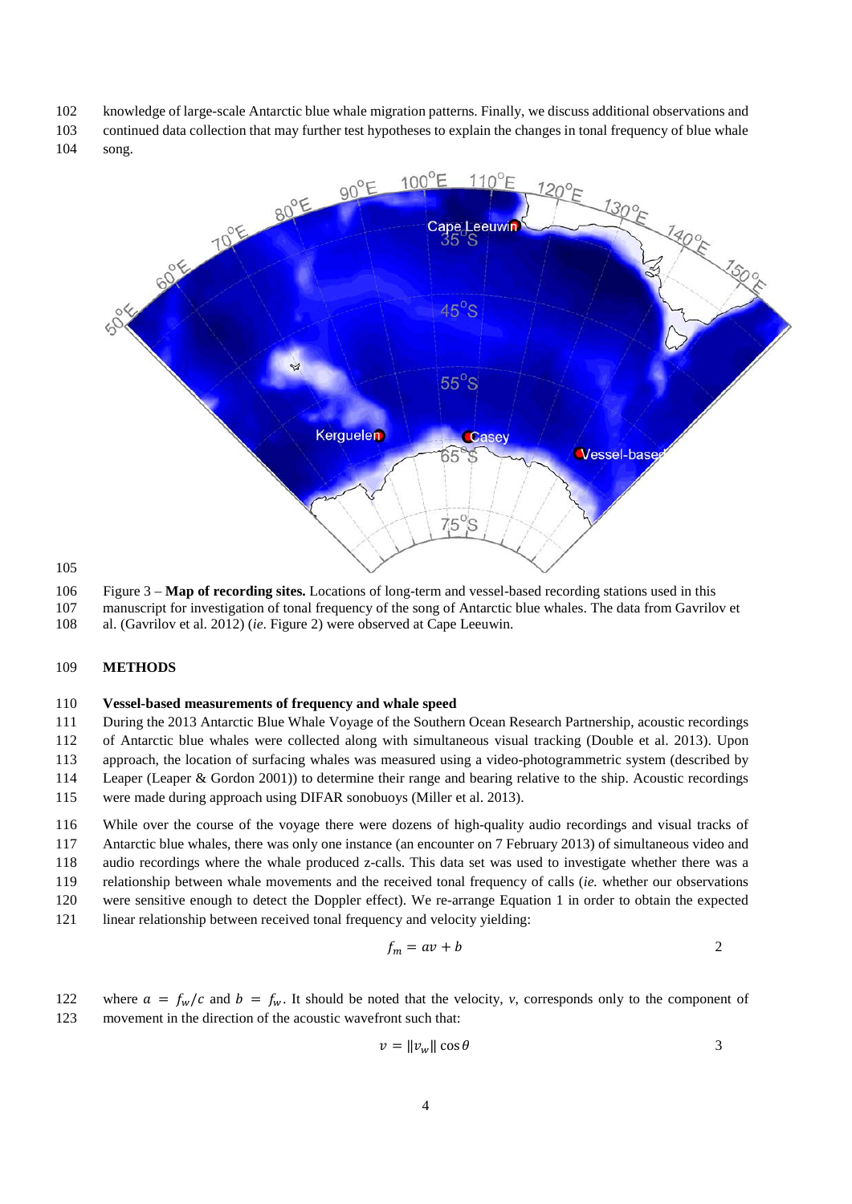knowledge of large-scale Antarctic blue whale migration patterns. Finally, we discuss additional observations and continued data collection that may further test hypotheses to explain the changes in tonal frequency of blue whale song.

Figure 3 – **Map of recording sites.** Locations of long-term and vessel-based recording stations used in this manuscript for investigation of tonal frequency of the song of Antarctic blue whales. The data from Gavrilov et al. (Gavrilov et al. 2012) (*ie*. Figure 2) were observed at Cape Leeuwin.

## METHODS

### Vessel-based measurements of frequency and whale speed

During the 2013 Antarctic Blue Whale Voyage of the Southern Ocean Research Partnership, acoustic recordings of Antarctic blue whales were collected along with simultaneous visual tracking (Double et al. 2013). Upon approach, the location of surfacing whales was measured using a video-photogrammetric system (described by Leaper (Leaper & Gordon 2001)) to determine their range and bearing relative to the ship. Acoustic recordings were made during approach using DIFAR sonobuoys (Miller et al. 2013).

While over the course of the voyage there were dozens of high-quality audio recordings and visual tracks of Antarctic blue whales, there was only one instance (an encounter on 7 February 2013) of simultaneous video and audio recordings where the whale produced z-calls. This data set was used to investigate whether there was a relationship between whale movements and the received tonal frequency of calls (*ie.* whether our observations were sensitive enough to detect the Doppler effect). We re-arrange Equation 1 in order to obtain the expected linear relationship between received tonal frequency and velocity yielding:

$$f_m = av + b \qquad (2)$$

where $a = f_w/c$ and $b = f_w$. It should be noted that the velocity, $v$, corresponds only to the component of movement in the direction of the acoustic wavefront such that:

$$v = \|v_w\| \cos\theta \qquad (3)$$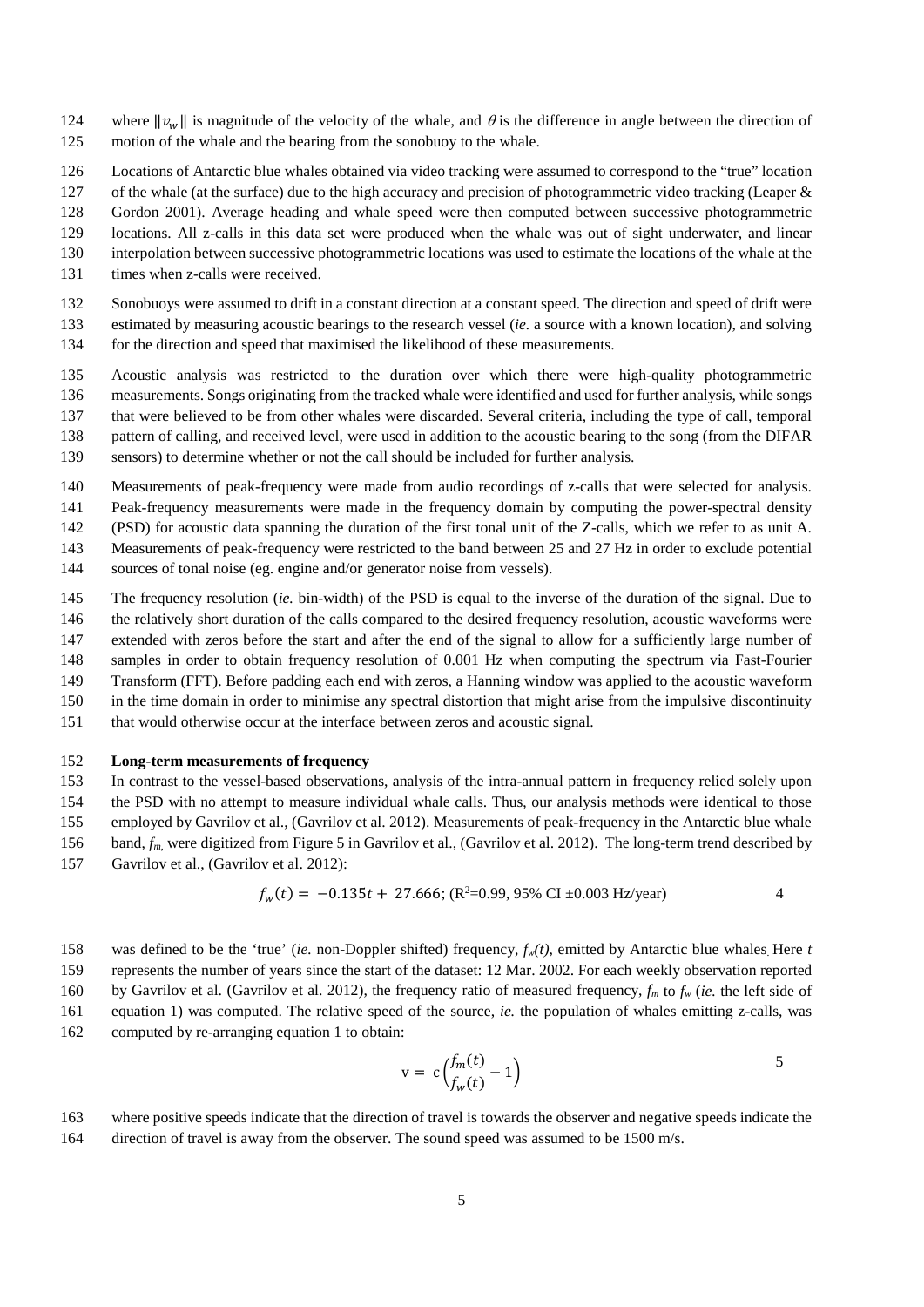where $\|v_w\|$ is magnitude of the velocity of the whale, and $\theta$ is the difference in angle between the direction of motion of the whale and the bearing from the sonobuoy to the whale.

Locations of Antarctic blue whales obtained via video tracking were assumed to correspond to the "true" location of the whale (at the surface) due to the high accuracy and precision of photogrammetric video tracking (Leaper & Gordon 2001). Average heading and whale speed were then computed between successive photogrammetric locations. All z-calls in this data set were produced when the whale was out of sight underwater, and linear interpolation between successive photogrammetric locations was used to estimate the locations of the whale at the times when z-calls were received.

Sonobuoys were assumed to drift in a constant direction at a constant speed. The direction and speed of drift were estimated by measuring acoustic bearings to the research vessel (*ie.* a source with a known location), and solving for the direction and speed that maximised the likelihood of these measurements.

Acoustic analysis was restricted to the duration over which there were high-quality photogrammetric measurements. Songs originating from the tracked whale were identified and used for further analysis, while songs that were believed to be from other whales were discarded. Several criteria, including the type of call, temporal pattern of calling, and received level, were used in addition to the acoustic bearing to the song (from the DIFAR sensors) to determine whether or not the call should be included for further analysis.

Measurements of peak-frequency were made from audio recordings of z-calls that were selected for analysis. Peak-frequency measurements were made in the frequency domain by computing the power-spectral density (PSD) for acoustic data spanning the duration of the first tonal unit of the Z-calls, which we refer to as unit A. Measurements of peak-frequency were restricted to the band between 25 and 27 Hz in order to exclude potential sources of tonal noise (eg. engine and/or generator noise from vessels).

The frequency resolution (*ie.* bin-width) of the PSD is equal to the inverse of the duration of the signal. Due to the relatively short duration of the calls compared to the desired frequency resolution, acoustic waveforms were extended with zeros before the start and after the end of the signal to allow for a sufficiently large number of samples in order to obtain frequency resolution of 0.001 Hz when computing the spectrum via Fast-Fourier Transform (FFT). Before padding each end with zeros, a Hanning window was applied to the acoustic waveform in the time domain in order to minimise any spectral distortion that might arise from the impulsive discontinuity that would otherwise occur at the interface between zeros and acoustic signal.

**Long-term measurements of frequency**

In contrast to the vessel-based observations, analysis of the intra-annual pattern in frequency relied solely upon the PSD with no attempt to measure individual whale calls. Thus, our analysis methods were identical to those employed by Gavrilov et al., (Gavrilov et al. 2012). Measurements of peak-frequency in the Antarctic blue whale band, $f_m$, were digitized from Figure 5 in Gavrilov et al., (Gavrilov et al. 2012). The long-term trend described by Gavrilov et al., (Gavrilov et al. 2012):

$$f_w(t) = -0.135t + 27.666; \text{ (}R^2\text{=0.99, 95\% CI } \pm 0.003 \text{ Hz/year)} \qquad 4$$

was defined to be the 'true' (*ie.* non-Doppler shifted) frequency, $f_w(t)$, emitted by Antarctic blue whales. Here $t$ represents the number of years since the start of the dataset: 12 Mar. 2002. For each weekly observation reported by Gavrilov et al. (Gavrilov et al. 2012), the frequency ratio of measured frequency, $f_m$ to $f_w$ (*ie.* the left side of equation 1) was computed. The relative speed of the source, *ie.* the population of whales emitting z-calls, was computed by re-arranging equation 1 to obtain:

$$\text{v} = \text{c}\left(\frac{f_m(t)}{f_w(t)} - 1\right) \qquad 5$$

where positive speeds indicate that the direction of travel is towards the observer and negative speeds indicate the direction of travel is away from the observer. The sound speed was assumed to be 1500 m/s.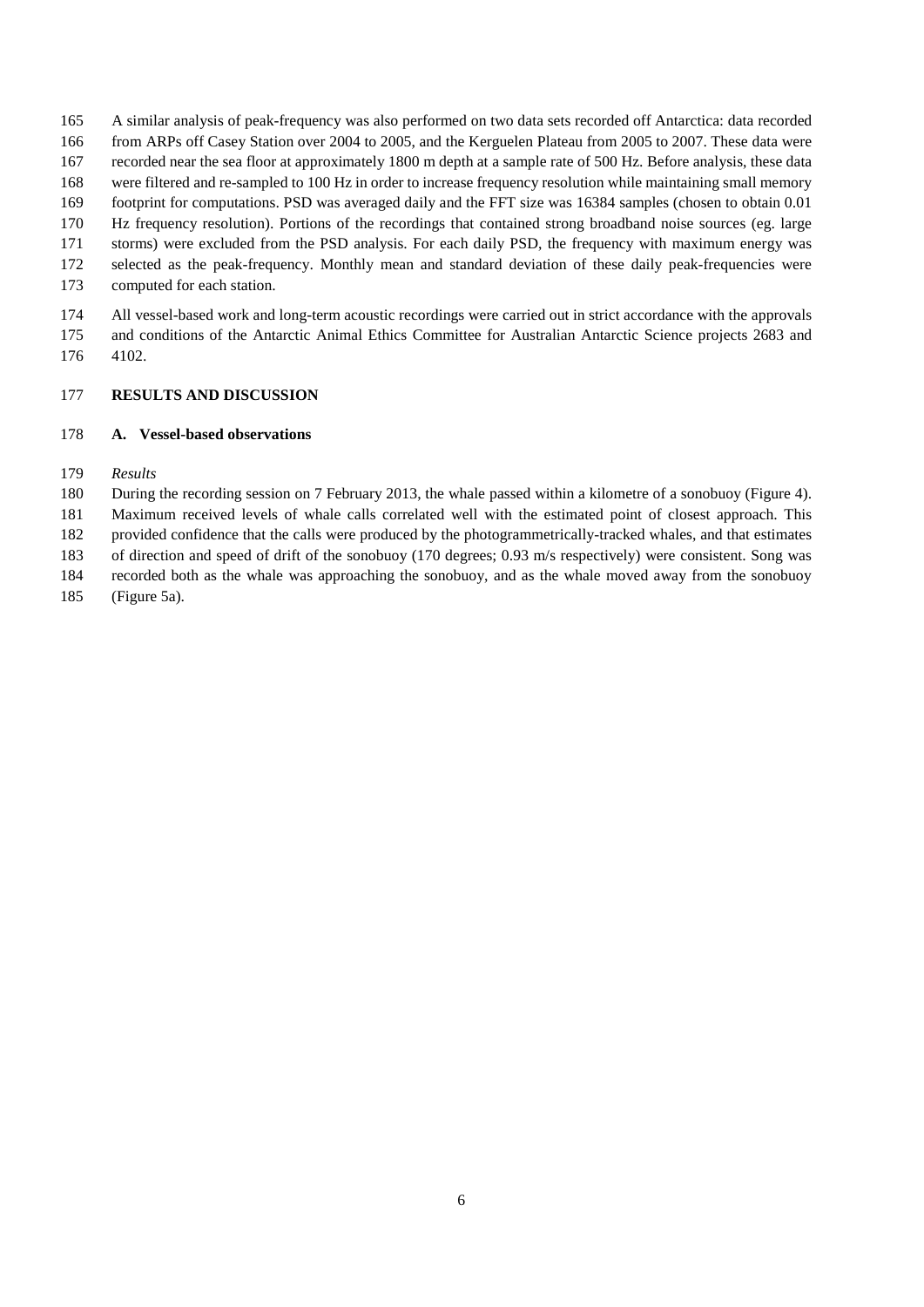A similar analysis of peak-frequency was also performed on two data sets recorded off Antarctica: data recorded from ARPs off Casey Station over 2004 to 2005, and the Kerguelen Plateau from 2005 to 2007. These data were recorded near the sea floor at approximately 1800 m depth at a sample rate of 500 Hz. Before analysis, these data were filtered and re-sampled to 100 Hz in order to increase frequency resolution while maintaining small memory footprint for computations. PSD was averaged daily and the FFT size was 16384 samples (chosen to obtain 0.01 Hz frequency resolution). Portions of the recordings that contained strong broadband noise sources (eg. large storms) were excluded from the PSD analysis. For each daily PSD, the frequency with maximum energy was selected as the peak-frequency. Monthly mean and standard deviation of these daily peak-frequencies were computed for each station.

All vessel-based work and long-term acoustic recordings were carried out in strict accordance with the approvals and conditions of the Antarctic Animal Ethics Committee for Australian Antarctic Science projects 2683 and 4102.

## RESULTS AND DISCUSSION

### A. Vessel-based observations

*Results*

During the recording session on 7 February 2013, the whale passed within a kilometre of a sonobuoy (Figure 4). Maximum received levels of whale calls correlated well with the estimated point of closest approach. This provided confidence that the calls were produced by the photogrammetrically-tracked whales, and that estimates of direction and speed of drift of the sonobuoy (170 degrees; 0.93 m/s respectively) were consistent. Song was recorded both as the whale was approaching the sonobuoy, and as the whale moved away from the sonobuoy (Figure 5a).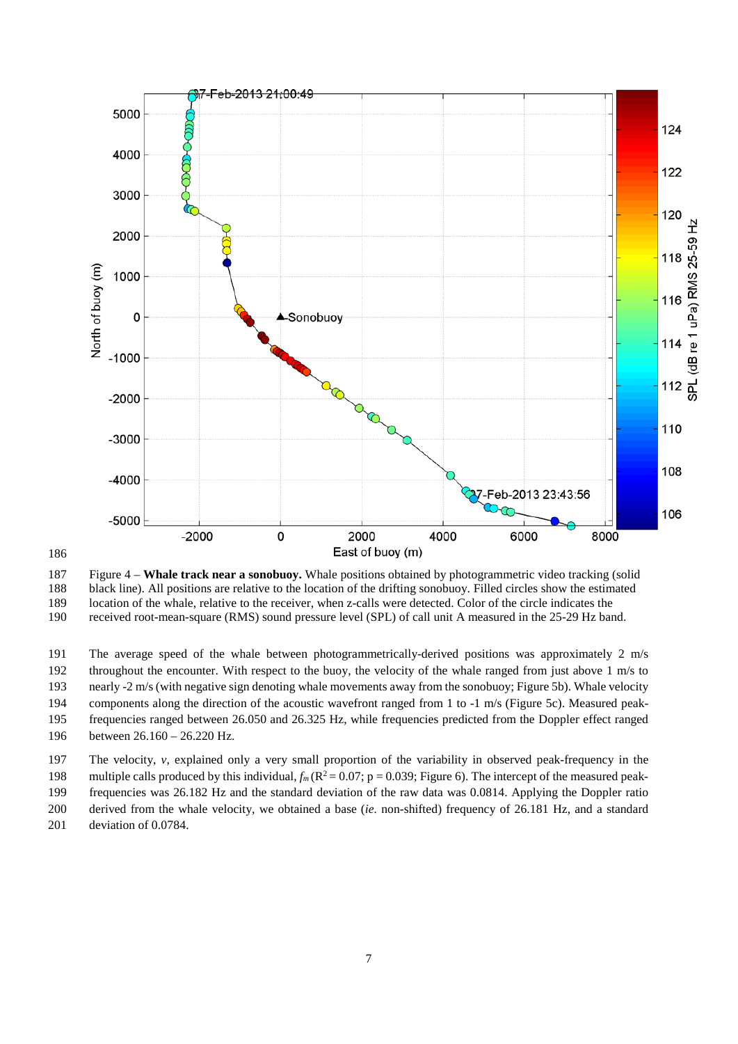Figure 4 – **Whale track near a sonobuoy.** Whale positions obtained by photogrammetric video tracking (solid black line). All positions are relative to the location of the drifting sonobuoy. Filled circles show the estimated location of the whale, relative to the receiver, when z-calls were detected. Color of the circle indicates the received root-mean-square (RMS) sound pressure level (SPL) of call unit A measured in the 25-29 Hz band.

The average speed of the whale between photogrammetrically-derived positions was approximately 2 m/s throughout the encounter. With respect to the buoy, the velocity of the whale ranged from just above 1 m/s to nearly -2 m/s (with negative sign denoting whale movements away from the sonobuoy; Figure 5b). Whale velocity components along the direction of the acoustic wavefront ranged from 1 to -1 m/s (Figure 5c). Measured peak-frequencies ranged between 26.050 and 26.325 Hz, while frequencies predicted from the Doppler effect ranged between 26.160 – 26.220 Hz.

The velocity, *v*, explained only a very small proportion of the variability in observed peak-frequency in the multiple calls produced by this individual, $f_m$ ($R^2 = 0.07$; $p = 0.039$; Figure 6). The intercept of the measured peak-frequencies was 26.182 Hz and the standard deviation of the raw data was 0.0814. Applying the Doppler ratio derived from the whale velocity, we obtained a base (*ie.* non-shifted) frequency of 26.181 Hz, and a standard deviation of 0.0784.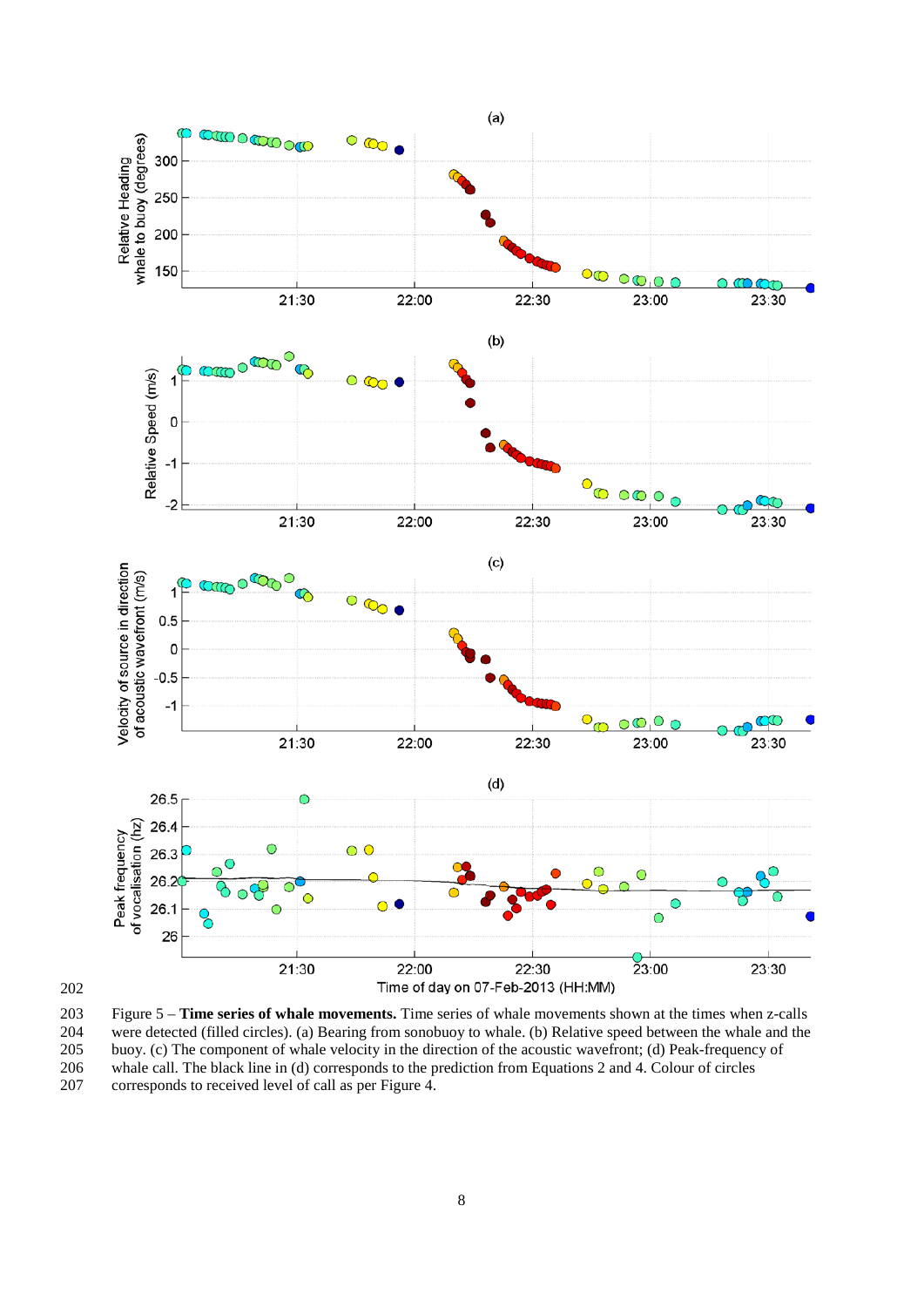Figure 5 – **Time series of whale movements.** Time series of whale movements shown at the times when z-calls were detected (filled circles). (a) Bearing from sonobuoy to whale. (b) Relative speed between the whale and the buoy. (c) The component of whale velocity in the direction of the acoustic wavefront; (d) Peak-frequency of whale call. The black line in (d) corresponds to the prediction from Equations 2 and 4. Colour of circles corresponds to received level of call as per Figure 4.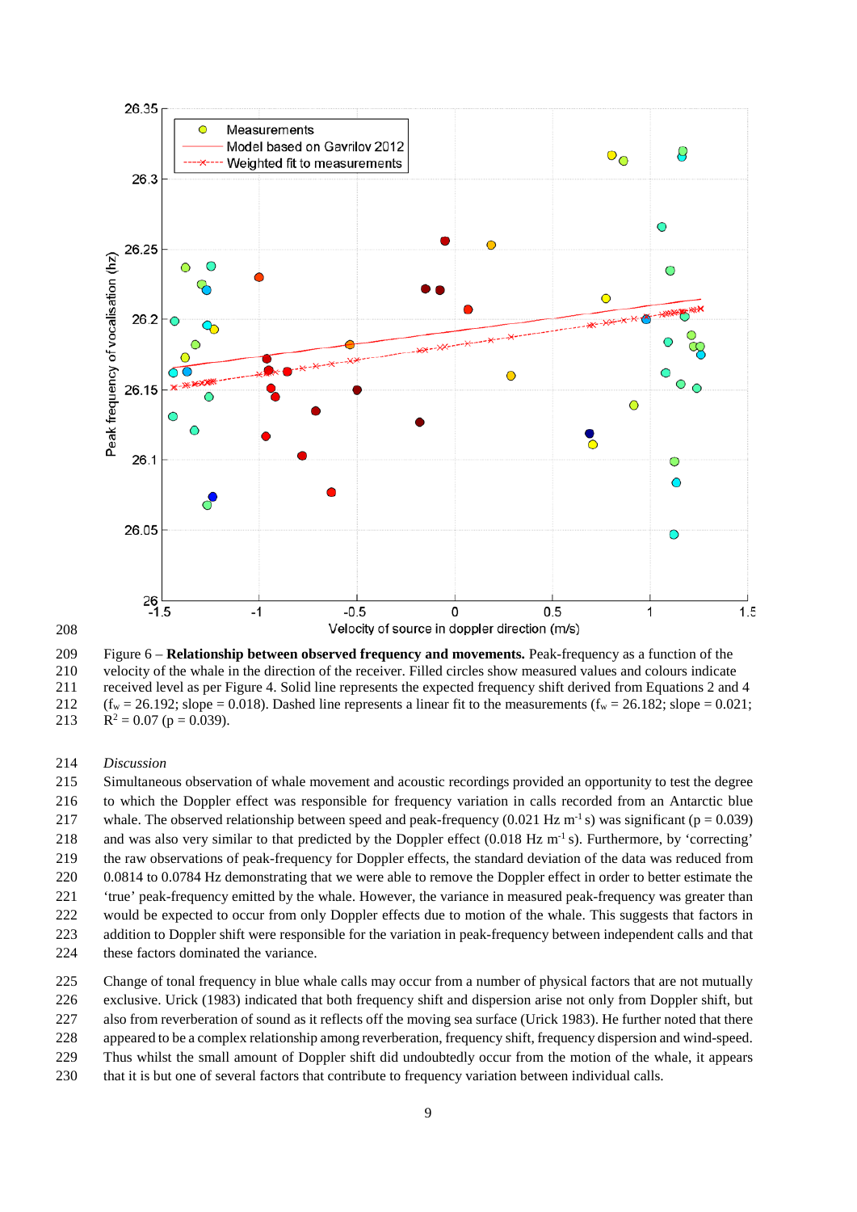Figure 6 – **Relationship between observed frequency and movements.** Peak-frequency as a function of the velocity of the whale in the direction of the receiver. Filled circles show measured values and colours indicate received level as per Figure 4. Solid line represents the expected frequency shift derived from Equations 2 and 4 ($f_w$ = 26.192; slope = 0.018). Dashed line represents a linear fit to the measurements ($f_w$ = 26.182; slope = 0.021; $R^2$ = 0.07 (p = 0.039).

*Discussion*

Simultaneous observation of whale movement and acoustic recordings provided an opportunity to test the degree to which the Doppler effect was responsible for frequency variation in calls recorded from an Antarctic blue whale. The observed relationship between speed and peak-frequency (0.021 Hz $m^{-1}$ s) was significant (p = 0.039) and was also very similar to that predicted by the Doppler effect (0.018 Hz $m^{-1}$ s). Furthermore, by 'correcting' the raw observations of peak-frequency for Doppler effects, the standard deviation of the data was reduced from 0.0814 to 0.0784 Hz demonstrating that we were able to remove the Doppler effect in order to better estimate the 'true' peak-frequency emitted by the whale. However, the variance in measured peak-frequency was greater than would be expected to occur from only Doppler effects due to motion of the whale. This suggests that factors in addition to Doppler shift were responsible for the variation in peak-frequency between independent calls and that these factors dominated the variance.

Change of tonal frequency in blue whale calls may occur from a number of physical factors that are not mutually exclusive. Urick (1983) indicated that both frequency shift and dispersion arise not only from Doppler shift, but also from reverberation of sound as it reflects off the moving sea surface (Urick 1983). He further noted that there appeared to be a complex relationship among reverberation, frequency shift, frequency dispersion and wind-speed. Thus whilst the small amount of Doppler shift did undoubtedly occur from the motion of the whale, it appears that it is but one of several factors that contribute to frequency variation between individual calls.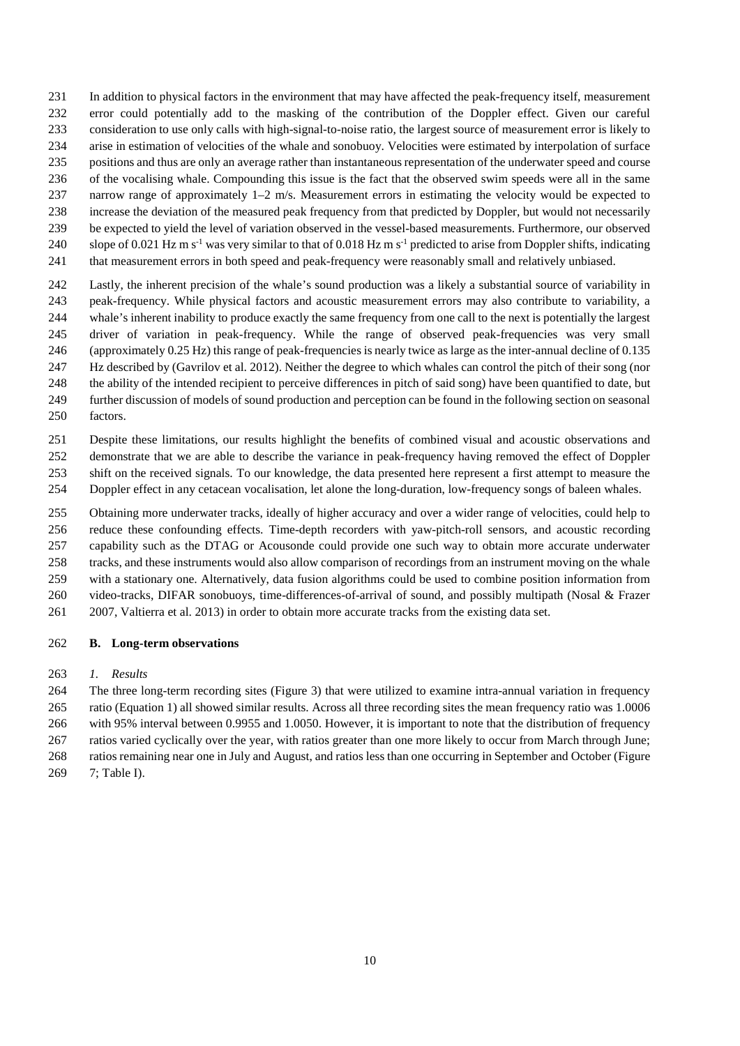In addition to physical factors in the environment that may have affected the peak-frequency itself, measurement error could potentially add to the masking of the contribution of the Doppler effect. Given our careful consideration to use only calls with high-signal-to-noise ratio, the largest source of measurement error is likely to arise in estimation of velocities of the whale and sonobuoy. Velocities were estimated by interpolation of surface positions and thus are only an average rather than instantaneous representation of the underwater speed and course of the vocalising whale. Compounding this issue is the fact that the observed swim speeds were all in the same narrow range of approximately 1–2 m/s. Measurement errors in estimating the velocity would be expected to increase the deviation of the measured peak frequency from that predicted by Doppler, but would not necessarily be expected to yield the level of variation observed in the vessel-based measurements. Furthermore, our observed slope of 0.021 Hz m s$^{-1}$ was very similar to that of 0.018 Hz m s$^{-1}$ predicted to arise from Doppler shifts, indicating that measurement errors in both speed and peak-frequency were reasonably small and relatively unbiased.

Lastly, the inherent precision of the whale's sound production was a likely a substantial source of variability in peak-frequency. While physical factors and acoustic measurement errors may also contribute to variability, a whale's inherent inability to produce exactly the same frequency from one call to the next is potentially the largest driver of variation in peak-frequency. While the range of observed peak-frequencies was very small (approximately 0.25 Hz) this range of peak-frequencies is nearly twice as large as the inter-annual decline of 0.135 Hz described by (Gavrilov et al. 2012). Neither the degree to which whales can control the pitch of their song (nor the ability of the intended recipient to perceive differences in pitch of said song) have been quantified to date, but further discussion of models of sound production and perception can be found in the following section on seasonal factors.

Despite these limitations, our results highlight the benefits of combined visual and acoustic observations and demonstrate that we are able to describe the variance in peak-frequency having removed the effect of Doppler shift on the received signals. To our knowledge, the data presented here represent a first attempt to measure the Doppler effect in any cetacean vocalisation, let alone the long-duration, low-frequency songs of baleen whales.

Obtaining more underwater tracks, ideally of higher accuracy and over a wider range of velocities, could help to reduce these confounding effects. Time-depth recorders with yaw-pitch-roll sensors, and acoustic recording capability such as the DTAG or Acousonde could provide one such way to obtain more accurate underwater tracks, and these instruments would also allow comparison of recordings from an instrument moving on the whale with a stationary one. Alternatively, data fusion algorithms could be used to combine position information from video-tracks, DIFAR sonobuoys, time-differences-of-arrival of sound, and possibly multipath (Nosal & Frazer 2007, Valtierra et al. 2013) in order to obtain more accurate tracks from the existing data set.

### B. Long-term observations

#### *1. Results*

The three long-term recording sites (Figure 3) that were utilized to examine intra-annual variation in frequency ratio (Equation 1) all showed similar results. Across all three recording sites the mean frequency ratio was 1.0006 with 95% interval between 0.9955 and 1.0050. However, it is important to note that the distribution of frequency ratios varied cyclically over the year, with ratios greater than one more likely to occur from March through June; ratios remaining near one in July and August, and ratios less than one occurring in September and October (Figure 7; Table I).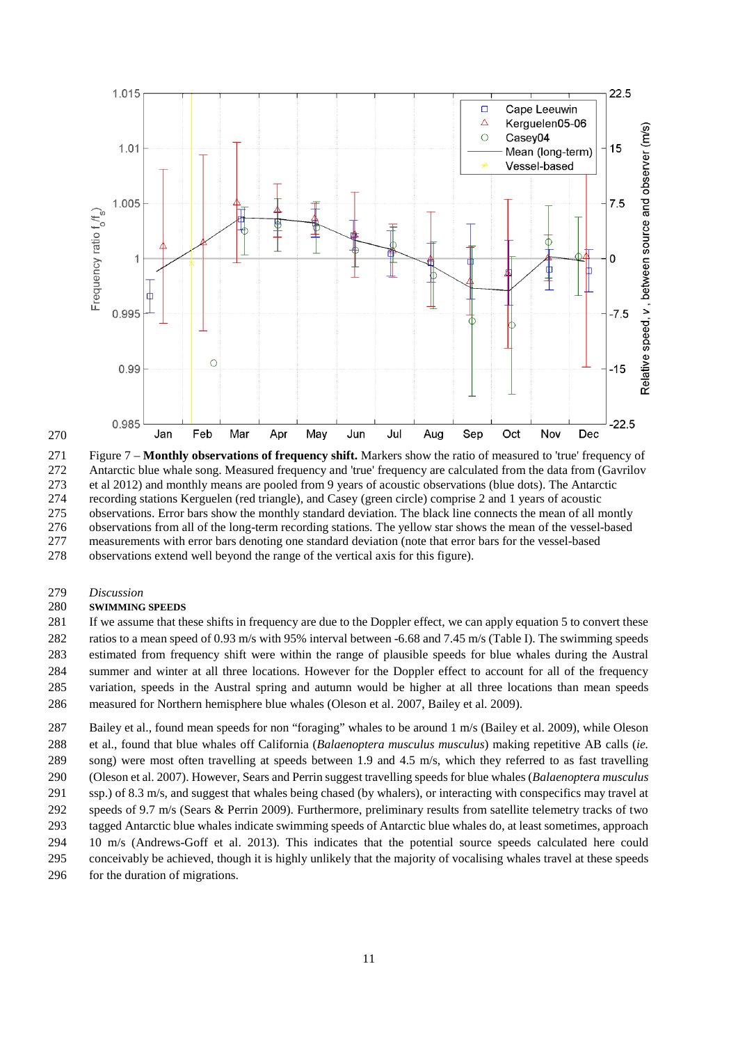Figure 7 – **Monthly observations of frequency shift.** Markers show the ratio of measured to 'true' frequency of Antarctic blue whale song. Measured frequency and 'true' frequency are calculated from the data from (Gavrilov et al 2012) and monthly means are pooled from 9 years of acoustic observations (blue dots). The Antarctic recording stations Kerguelen (red triangle), and Casey (green circle) comprise 2 and 1 years of acoustic observations. Error bars show the monthly standard deviation. The black line connects the mean of all monthly observations from all of the long-term recording stations. The yellow star shows the mean of the vessel-based measurements with error bars denoting one standard deviation (note that error bars for the vessel-based observations extend well beyond the range of the vertical axis for this figure).

## *Discussion*

### SWIMMING SPEEDS

If we assume that these shifts in frequency are due to the Doppler effect, we can apply equation 5 to convert these ratios to a mean speed of 0.93 m/s with 95% interval between -6.68 and 7.45 m/s (Table I). The swimming speeds estimated from frequency shift were within the range of plausible speeds for blue whales during the Austral summer and winter at all three locations. However for the Doppler effect to account for all of the frequency variation, speeds in the Austral spring and autumn would be higher at all three locations than mean speeds measured for Northern hemisphere blue whales (Oleson et al. 2007, Bailey et al. 2009).

Bailey et al., found mean speeds for non "foraging" whales to be around 1 m/s (Bailey et al. 2009), while Oleson et al., found that blue whales off California (*Balaenoptera musculus musculus*) making repetitive AB calls (*ie.* song) were most often travelling at speeds between 1.9 and 4.5 m/s, which they referred to as fast travelling (Oleson et al. 2007). However, Sears and Perrin suggest travelling speeds for blue whales (*Balaenoptera musculus* ssp.) of 8.3 m/s, and suggest that whales being chased (by whalers), or interacting with conspecifics may travel at speeds of 9.7 m/s (Sears & Perrin 2009). Furthermore, preliminary results from satellite telemetry tracks of two tagged Antarctic blue whales indicate swimming speeds of Antarctic blue whales do, at least sometimes, approach 10 m/s (Andrews-Goff et al. 2013). This indicates that the potential source speeds calculated here could conceivably be achieved, though it is highly unlikely that the majority of vocalising whales travel at these speeds for the duration of migrations.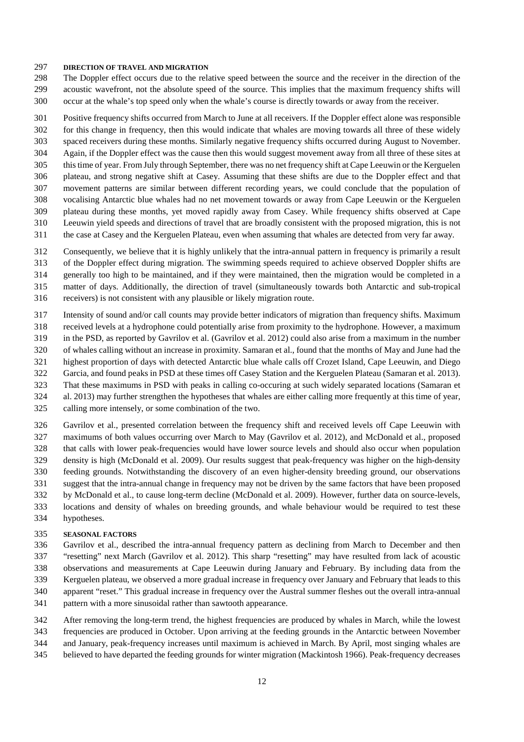## DIRECTION OF TRAVEL AND MIGRATION

The Doppler effect occurs due to the relative speed between the source and the receiver in the direction of the acoustic wavefront, not the absolute speed of the source. This implies that the maximum frequency shifts will occur at the whale's top speed only when the whale's course is directly towards or away from the receiver.

Positive frequency shifts occurred from March to June at all receivers. If the Doppler effect alone was responsible for this change in frequency, then this would indicate that whales are moving towards all three of these widely spaced receivers during these months. Similarly negative frequency shifts occurred during August to November. Again, if the Doppler effect was the cause then this would suggest movement away from all three of these sites at this time of year. From July through September, there was no net frequency shift at Cape Leeuwin or the Kerguelen plateau, and strong negative shift at Casey. Assuming that these shifts are due to the Doppler effect and that movement patterns are similar between different recording years, we could conclude that the population of vocalising Antarctic blue whales had no net movement towards or away from Cape Leeuwin or the Kerguelen plateau during these months, yet moved rapidly away from Casey. While frequency shifts observed at Cape Leeuwin yield speeds and directions of travel that are broadly consistent with the proposed migration, this is not the case at Casey and the Kerguelen Plateau, even when assuming that whales are detected from very far away.

Consequently, we believe that it is highly unlikely that the intra-annual pattern in frequency is primarily a result of the Doppler effect during migration. The swimming speeds required to achieve observed Doppler shifts are generally too high to be maintained, and if they were maintained, then the migration would be completed in a matter of days. Additionally, the direction of travel (simultaneously towards both Antarctic and sub-tropical receivers) is not consistent with any plausible or likely migration route.

Intensity of sound and/or call counts may provide better indicators of migration than frequency shifts. Maximum received levels at a hydrophone could potentially arise from proximity to the hydrophone. However, a maximum in the PSD, as reported by Gavrilov et al. (Gavrilov et al. 2012) could also arise from a maximum in the number of whales calling without an increase in proximity. Samaran et al., found that the months of May and June had the highest proportion of days with detected Antarctic blue whale calls off Crozet Island, Cape Leeuwin, and Diego Garcia, and found peaks in PSD at these times off Casey Station and the Kerguelen Plateau (Samaran et al. 2013). That these maximums in PSD with peaks in calling co-occuring at such widely separated locations (Samaran et al. 2013) may further strengthen the hypotheses that whales are either calling more frequently at this time of year, calling more intensely, or some combination of the two.

Gavrilov et al., presented correlation between the frequency shift and received levels off Cape Leeuwin with maximums of both values occurring over March to May (Gavrilov et al. 2012), and McDonald et al., proposed that calls with lower peak-frequencies would have lower source levels and should also occur when population density is high (McDonald et al. 2009). Our results suggest that peak-frequency was higher on the high-density feeding grounds. Notwithstanding the discovery of an even higher-density breeding ground, our observations suggest that the intra-annual change in frequency may not be driven by the same factors that have been proposed by McDonald et al., to cause long-term decline (McDonald et al. 2009). However, further data on source-levels, locations and density of whales on breeding grounds, and whale behaviour would be required to test these hypotheses.

## SEASONAL FACTORS

Gavrilov et al., described the intra-annual frequency pattern as declining from March to December and then "resetting" next March (Gavrilov et al. 2012). This sharp "resetting" may have resulted from lack of acoustic observations and measurements at Cape Leeuwin during January and February. By including data from the Kerguelen plateau, we observed a more gradual increase in frequency over January and February that leads to this apparent "reset." This gradual increase in frequency over the Austral summer fleshes out the overall intra-annual pattern with a more sinusoidal rather than sawtooth appearance.

After removing the long-term trend, the highest frequencies are produced by whales in March, while the lowest frequencies are produced in October. Upon arriving at the feeding grounds in the Antarctic between November and January, peak-frequency increases until maximum is achieved in March. By April, most singing whales are believed to have departed the feeding grounds for winter migration (Mackintosh 1966). Peak-frequency decreases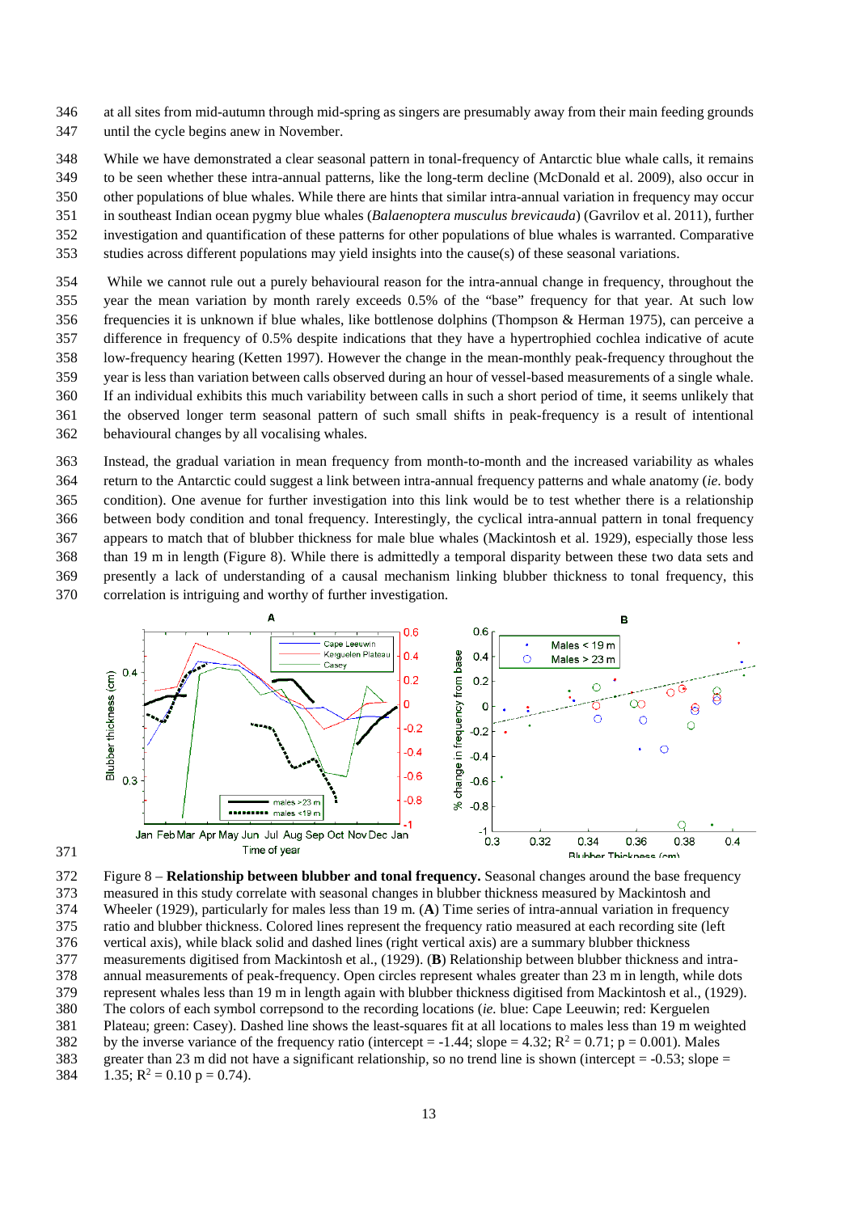at all sites from mid-autumn through mid-spring as singers are presumably away from their main feeding grounds until the cycle begins anew in November.

While we have demonstrated a clear seasonal pattern in tonal-frequency of Antarctic blue whale calls, it remains to be seen whether these intra-annual patterns, like the long-term decline (McDonald et al. 2009), also occur in other populations of blue whales. While there are hints that similar intra-annual variation in frequency may occur in southeast Indian ocean pygmy blue whales (*Balaenoptera musculus brevicauda*) (Gavrilov et al. 2011), further investigation and quantification of these patterns for other populations of blue whales is warranted. Comparative studies across different populations may yield insights into the cause(s) of these seasonal variations.

While we cannot rule out a purely behavioural reason for the intra-annual change in frequency, throughout the year the mean variation by month rarely exceeds 0.5% of the "base" frequency for that year. At such low frequencies it is unknown if blue whales, like bottlenose dolphins (Thompson & Herman 1975), can perceive a difference in frequency of 0.5% despite indications that they have a hypertrophied cochlea indicative of acute low-frequency hearing (Ketten 1997). However the change in the mean-monthly peak-frequency throughout the year is less than variation between calls observed during an hour of vessel-based measurements of a single whale. If an individual exhibits this much variability between calls in such a short period of time, it seems unlikely that the observed longer term seasonal pattern of such small shifts in peak-frequency is a result of intentional behavioural changes by all vocalising whales.

Instead, the gradual variation in mean frequency from month-to-month and the increased variability as whales return to the Antarctic could suggest a link between intra-annual frequency patterns and whale anatomy (*ie.* body condition). One avenue for further investigation into this link would be to test whether there is a relationship between body condition and tonal frequency. Interestingly, the cyclical intra-annual pattern in tonal frequency appears to match that of blubber thickness for male blue whales (Mackintosh et al. 1929), especially those less than 19 m in length (Figure 8). While there is admittedly a temporal disparity between these two data sets and presently a lack of understanding of a causal mechanism linking blubber thickness to tonal frequency, this correlation is intriguing and worthy of further investigation.

Figure 8 – **Relationship between blubber and tonal frequency.** Seasonal changes around the base frequency measured in this study correlate with seasonal changes in blubber thickness measured by Mackintosh and Wheeler (1929), particularly for males less than 19 m. (**A**) Time series of intra-annual variation in frequency ratio and blubber thickness. Colored lines represent the frequency ratio measured at each recording site (left vertical axis), while black solid and dashed lines (right vertical axis) are a summary blubber thickness measurements digitised from Mackintosh et al., (1929). (**B**) Relationship between blubber thickness and intra-annual measurements of peak-frequency. Open circles represent whales greater than 23 m in length, while dots represent whales less than 19 m in length again with blubber thickness digitised from Mackintosh et al., (1929). The colors of each symbol correpsond to the recording locations (*ie.* blue: Cape Leeuwin; red: Kerguelen Plateau; green: Casey). Dashed line shows the least-squares fit at all locations to males less than 19 m weighted by the inverse variance of the frequency ratio (intercept = -1.44; slope = 4.32; $R^2 = 0.71$; $p = 0.001$). Males greater than 23 m did not have a significant relationship, so no trend line is shown (intercept = -0.53; slope = 1.35; $R^2 = 0.10$ $p = 0.74$).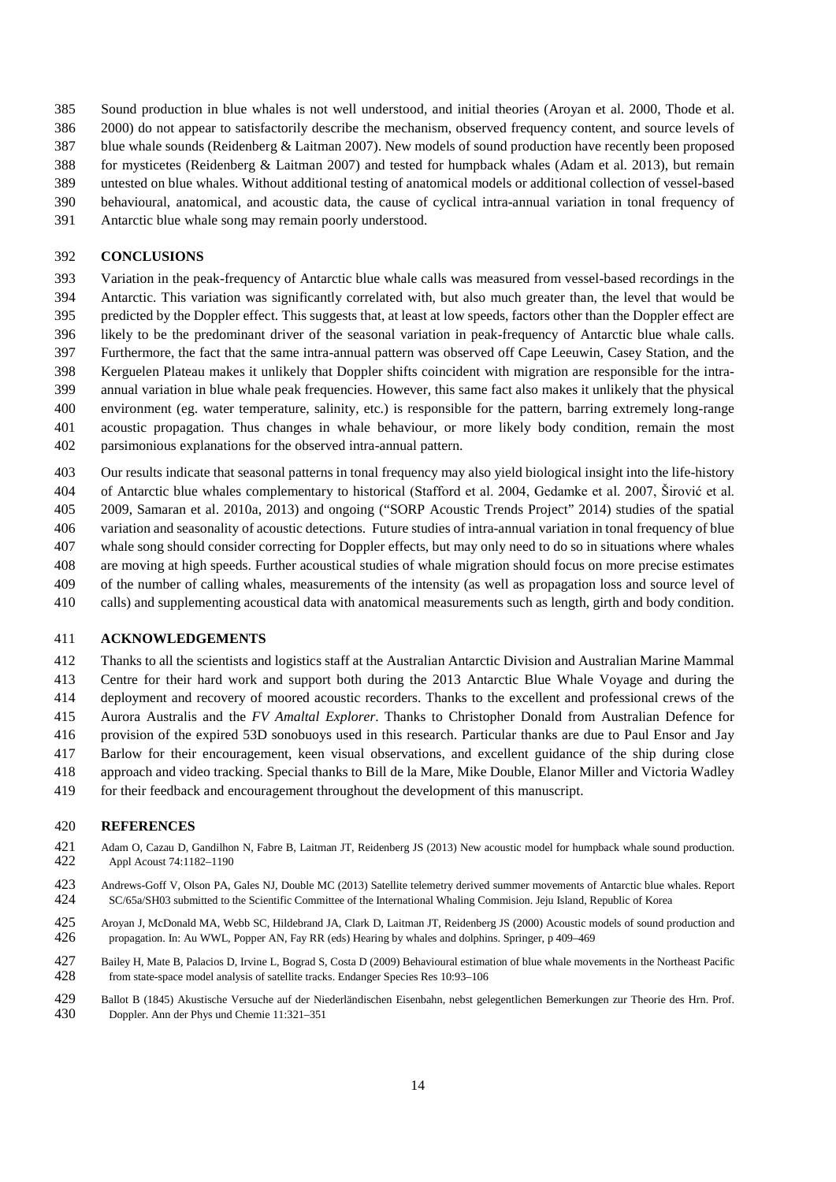Sound production in blue whales is not well understood, and initial theories (Aroyan et al. 2000, Thode et al. 2000) do not appear to satisfactorily describe the mechanism, observed frequency content, and source levels of blue whale sounds (Reidenberg & Laitman 2007). New models of sound production have recently been proposed for mysticetes (Reidenberg & Laitman 2007) and tested for humpback whales (Adam et al. 2013), but remain untested on blue whales. Without additional testing of anatomical models or additional collection of vessel-based behavioural, anatomical, and acoustic data, the cause of cyclical intra-annual variation in tonal frequency of Antarctic blue whale song may remain poorly understood.

## CONCLUSIONS

Variation in the peak-frequency of Antarctic blue whale calls was measured from vessel-based recordings in the Antarctic. This variation was significantly correlated with, but also much greater than, the level that would be predicted by the Doppler effect. This suggests that, at least at low speeds, factors other than the Doppler effect are likely to be the predominant driver of the seasonal variation in peak-frequency of Antarctic blue whale calls. Furthermore, the fact that the same intra-annual pattern was observed off Cape Leeuwin, Casey Station, and the Kerguelen Plateau makes it unlikely that Doppler shifts coincident with migration are responsible for the intra-annual variation in blue whale peak frequencies. However, this same fact also makes it unlikely that the physical environment (eg. water temperature, salinity, etc.) is responsible for the pattern, barring extremely long-range acoustic propagation. Thus changes in whale behaviour, or more likely body condition, remain the most parsimonious explanations for the observed intra-annual pattern.

Our results indicate that seasonal patterns in tonal frequency may also yield biological insight into the life-history of Antarctic blue whales complementary to historical (Stafford et al. 2004, Gedamke et al. 2007, Širović et al. 2009, Samaran et al. 2010a, 2013) and ongoing ("SORP Acoustic Trends Project" 2014) studies of the spatial variation and seasonality of acoustic detections. Future studies of intra-annual variation in tonal frequency of blue whale song should consider correcting for Doppler effects, but may only need to do so in situations where whales are moving at high speeds. Further acoustical studies of whale migration should focus on more precise estimates of the number of calling whales, measurements of the intensity (as well as propagation loss and source level of calls) and supplementing acoustical data with anatomical measurements such as length, girth and body condition.

## ACKNOWLEDGEMENTS

Thanks to all the scientists and logistics staff at the Australian Antarctic Division and Australian Marine Mammal Centre for their hard work and support both during the 2013 Antarctic Blue Whale Voyage and during the deployment and recovery of moored acoustic recorders. Thanks to the excellent and professional crews of the Aurora Australis and the *FV Amaltal Explorer*. Thanks to Christopher Donald from Australian Defence for provision of the expired 53D sonobuoys used in this research. Particular thanks are due to Paul Ensor and Jay Barlow for their encouragement, keen visual observations, and excellent guidance of the ship during close approach and video tracking. Special thanks to Bill de la Mare, Mike Double, Elanor Miller and Victoria Wadley for their feedback and encouragement throughout the development of this manuscript.

## REFERENCES

Adam O, Cazau D, Gandilhon N, Fabre B, Laitman JT, Reidenberg JS (2013) New acoustic model for humpback whale sound production. Appl Acoust 74:1182–1190

Andrews-Goff V, Olson PA, Gales NJ, Double MC (2013) Satellite telemetry derived summer movements of Antarctic blue whales. Report SC/65a/SH03 submitted to the Scientific Committee of the International Whaling Commision. Jeju Island, Republic of Korea

Aroyan J, McDonald MA, Webb SC, Hildebrand JA, Clark D, Laitman JT, Reidenberg JS (2000) Acoustic models of sound production and propagation. In: Au WWL, Popper AN, Fay RR (eds) Hearing by whales and dolphins. Springer, p 409–469

Bailey H, Mate B, Palacios D, Irvine L, Bograd S, Costa D (2009) Behavioural estimation of blue whale movements in the Northeast Pacific from state-space model analysis of satellite tracks. Endanger Species Res 10:93–106

Ballot B (1845) Akustische Versuche auf der Niederländischen Eisenbahn, nebst gelegentlichen Bemerkungen zur Theorie des Hrn. Prof. Doppler. Ann der Phys und Chemie 11:321–351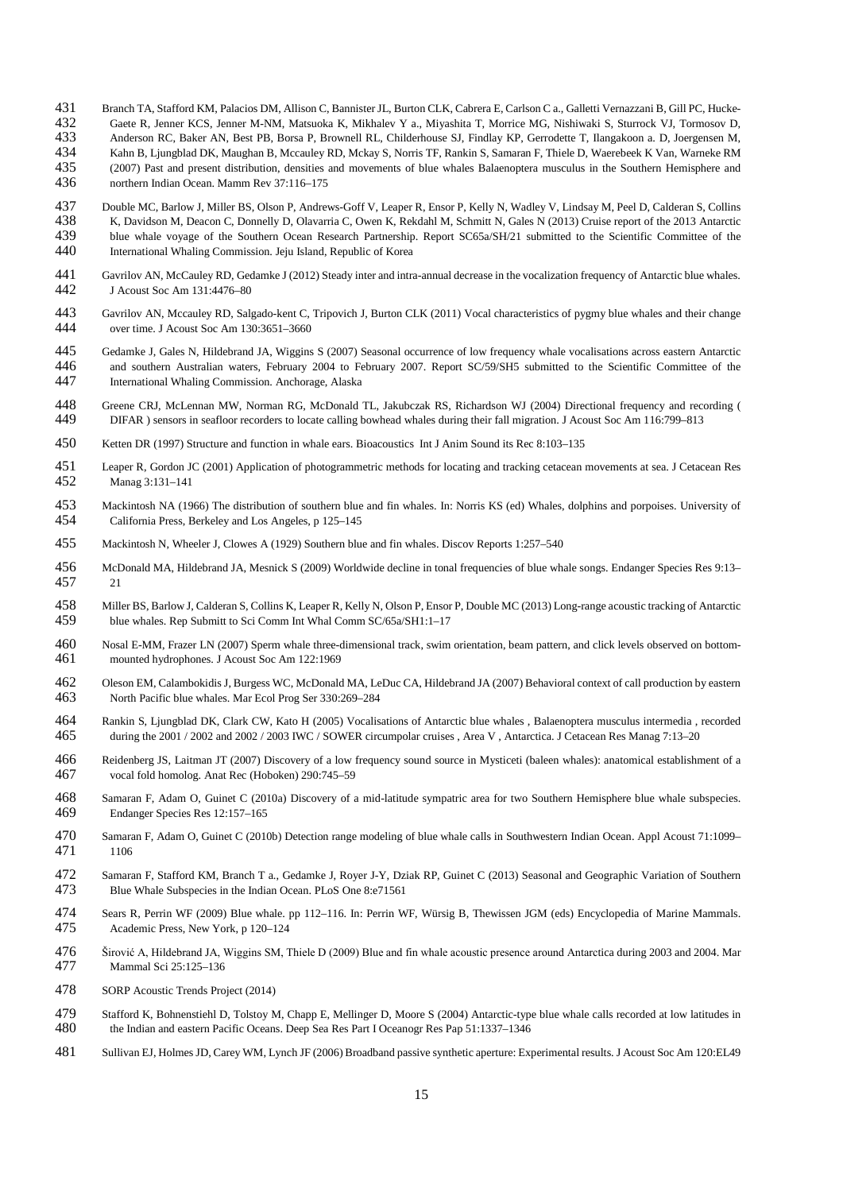Branch TA, Stafford KM, Palacios DM, Allison C, Bannister JL, Burton CLK, Cabrera E, Carlson C a., Galletti Vernazzani B, Gill PC, Hucke-Gaete R, Jenner KCS, Jenner M-NM, Matsuoka K, Mikhalev Y a., Miyashita T, Morrice MG, Nishiwaki S, Sturrock VJ, Tormosov D, Anderson RC, Baker AN, Best PB, Borsa P, Brownell RL, Childerhouse SJ, Findlay KP, Gerrodette T, Ilangakoon a. D, Joergensen M, Kahn B, Ljungblad DK, Maughan B, Mccauley RD, Mckay S, Norris TF, Rankin S, Samaran F, Thiele D, Waerebeek K Van, Warneke RM (2007) Past and present distribution, densities and movements of blue whales Balaenoptera musculus in the Southern Hemisphere and northern Indian Ocean. Mamm Rev 37:116–175

Double MC, Barlow J, Miller BS, Olson P, Andrews-Goff V, Leaper R, Ensor P, Kelly N, Wadley V, Lindsay M, Peel D, Calderan S, Collins K, Davidson M, Deacon C, Donnelly D, Olavarria C, Owen K, Rekdahl M, Schmitt N, Gales N (2013) Cruise report of the 2013 Antarctic blue whale voyage of the Southern Ocean Research Partnership. Report SC65a/SH/21 submitted to the Scientific Committee of the International Whaling Commission. Jeju Island, Republic of Korea

Gavrilov AN, McCauley RD, Gedamke J (2012) Steady inter and intra-annual decrease in the vocalization frequency of Antarctic blue whales. J Acoust Soc Am 131:4476–80

Gavrilov AN, Mccauley RD, Salgado-kent C, Tripovich J, Burton CLK (2011) Vocal characteristics of pygmy blue whales and their change over time. J Acoust Soc Am 130:3651–3660

Gedamke J, Gales N, Hildebrand JA, Wiggins S (2007) Seasonal occurrence of low frequency whale vocalisations across eastern Antarctic and southern Australian waters, February 2004 to February 2007. Report SC/59/SH5 submitted to the Scientific Committee of the International Whaling Commission. Anchorage, Alaska

Greene CRJ, McLennan MW, Norman RG, McDonald TL, Jakubczak RS, Richardson WJ (2004) Directional frequency and recording ( DIFAR ) sensors in seafloor recorders to locate calling bowhead whales during their fall migration. J Acoust Soc Am 116:799–813

Ketten DR (1997) Structure and function in whale ears. Bioacoustics Int J Anim Sound its Rec 8:103–135

Leaper R, Gordon JC (2001) Application of photogrammetric methods for locating and tracking cetacean movements at sea. J Cetacean Res Manag 3:131–141

Mackintosh NA (1966) The distribution of southern blue and fin whales. In: Norris KS (ed) Whales, dolphins and porpoises. University of California Press, Berkeley and Los Angeles, p 125–145

Mackintosh N, Wheeler J, Clowes A (1929) Southern blue and fin whales. Discov Reports 1:257–540

McDonald MA, Hildebrand JA, Mesnick S (2009) Worldwide decline in tonal frequencies of blue whale songs. Endanger Species Res 9:13–21

Miller BS, Barlow J, Calderan S, Collins K, Leaper R, Kelly N, Olson P, Ensor P, Double MC (2013) Long-range acoustic tracking of Antarctic blue whales. Rep Submitt to Sci Comm Int Whal Comm SC/65a/SH1:1–17

Nosal E-MM, Frazer LN (2007) Sperm whale three-dimensional track, swim orientation, beam pattern, and click levels observed on bottom-mounted hydrophones. J Acoust Soc Am 122:1969

Oleson EM, Calambokidis J, Burgess WC, McDonald MA, LeDuc CA, Hildebrand JA (2007) Behavioral context of call production by eastern North Pacific blue whales. Mar Ecol Prog Ser 330:269–284

Rankin S, Ljungblad DK, Clark CW, Kato H (2005) Vocalisations of Antarctic blue whales , Balaenoptera musculus intermedia , recorded during the 2001 / 2002 and 2002 / 2003 IWC / SOWER circumpolar cruises , Area V , Antarctica. J Cetacean Res Manag 7:13–20

Reidenberg JS, Laitman JT (2007) Discovery of a low frequency sound source in Mysticeti (baleen whales): anatomical establishment of a vocal fold homolog. Anat Rec (Hoboken) 290:745–59

Samaran F, Adam O, Guinet C (2010a) Discovery of a mid-latitude sympatric area for two Southern Hemisphere blue whale subspecies. Endanger Species Res 12:157–165

Samaran F, Adam O, Guinet C (2010b) Detection range modeling of blue whale calls in Southwestern Indian Ocean. Appl Acoust 71:1099–1106

Samaran F, Stafford KM, Branch T a., Gedamke J, Royer J-Y, Dziak RP, Guinet C (2013) Seasonal and Geographic Variation of Southern Blue Whale Subspecies in the Indian Ocean. PLoS One 8:e71561

Sears R, Perrin WF (2009) Blue whale. pp 112–116. In: Perrin WF, Würsig B, Thewissen JGM (eds) Encyclopedia of Marine Mammals. Academic Press, New York, p 120–124

Širović A, Hildebrand JA, Wiggins SM, Thiele D (2009) Blue and fin whale acoustic presence around Antarctica during 2003 and 2004. Mar Mammal Sci 25:125–136

SORP Acoustic Trends Project (2014)

Stafford K, Bohnenstiehl D, Tolstoy M, Chapp E, Mellinger D, Moore S (2004) Antarctic-type blue whale calls recorded at low latitudes in the Indian and eastern Pacific Oceans. Deep Sea Res Part I Oceanogr Res Pap 51:1337–1346

Sullivan EJ, Holmes JD, Carey WM, Lynch JF (2006) Broadband passive synthetic aperture: Experimental results. J Acoust Soc Am 120:EL49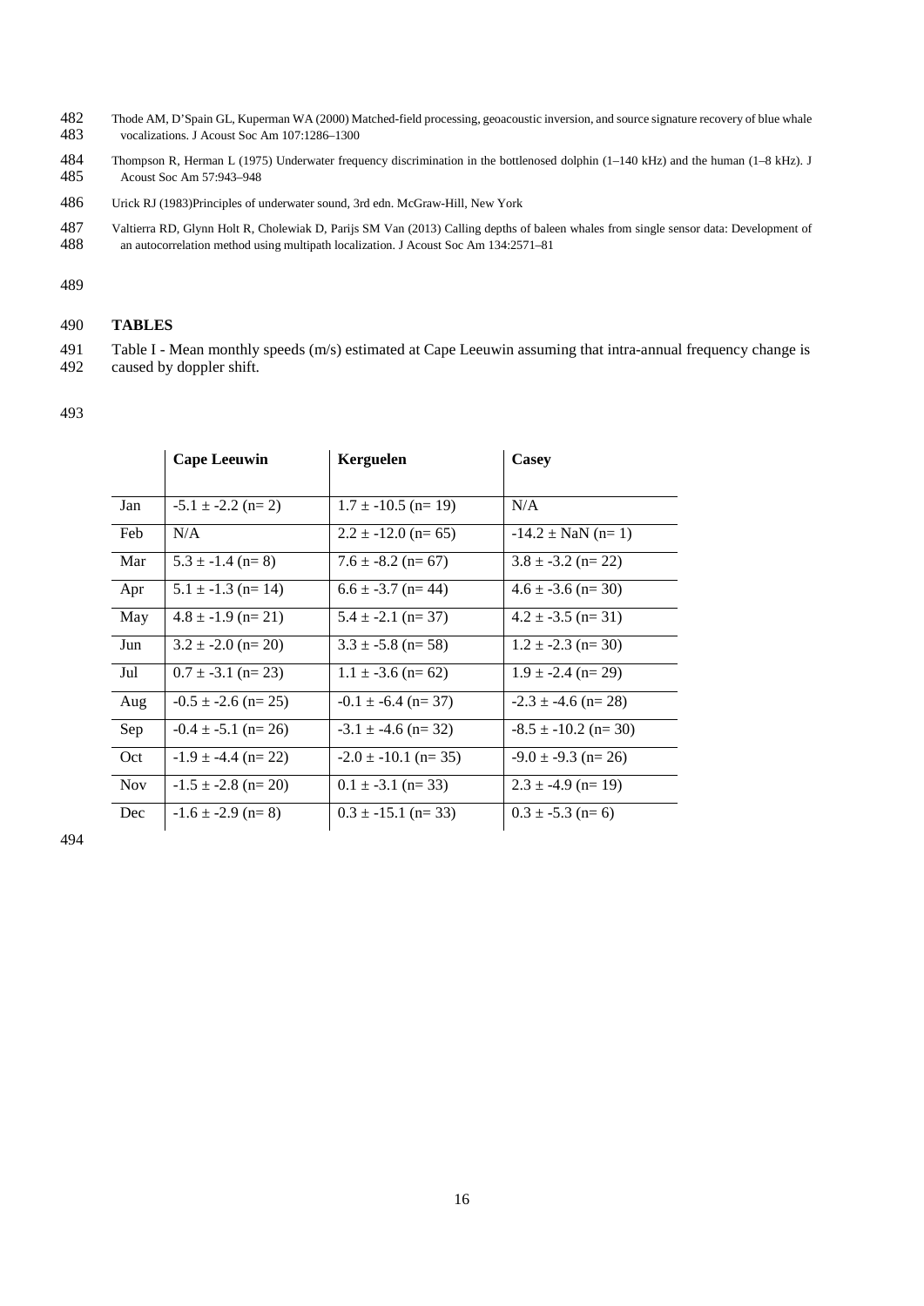Thode AM, D'Spain GL, Kuperman WA (2000) Matched-field processing, geoacoustic inversion, and source signature recovery of blue whale vocalizations. J Acoust Soc Am 107:1286–1300

Thompson R, Herman L (1975) Underwater frequency discrimination in the bottlenosed dolphin (1–140 kHz) and the human (1–8 kHz). J Acoust Soc Am 57:943–948

Urick RJ (1983)Principles of underwater sound, 3rd edn. McGraw-Hill, New York

Valtierra RD, Glynn Holt R, Cholewiak D, Parijs SM Van (2013) Calling depths of baleen whales from single sensor data: Development of an autocorrelation method using multipath localization. J Acoust Soc Am 134:2571–81

## TABLES

Table I - Mean monthly speeds (m/s) estimated at Cape Leeuwin assuming that intra-annual frequency change is caused by doppler shift.

| | **Cape Leeuwin** | **Kerguelen** | **Casey** |
|---|---|---|---|
| Jan | -5.1 ± -2.2 (n= 2) | 1.7 ± -10.5 (n= 19) | N/A |
| Feb | N/A | 2.2 ± -12.0 (n= 65) | -14.2 ± NaN (n= 1) |
| Mar | 5.3 ± -1.4 (n= 8) | 7.6 ± -8.2 (n= 67) | 3.8 ± -3.2 (n= 22) |
| Apr | 5.1 ± -1.3 (n= 14) | 6.6 ± -3.7 (n= 44) | 4.6 ± -3.6 (n= 30) |
| May | 4.8 ± -1.9 (n= 21) | 5.4 ± -2.1 (n= 37) | 4.2 ± -3.5 (n= 31) |
| Jun | 3.2 ± -2.0 (n= 20) | 3.3 ± -5.8 (n= 58) | 1.2 ± -2.3 (n= 30) |
| Jul | 0.7 ± -3.1 (n= 23) | 1.1 ± -3.6 (n= 62) | 1.9 ± -2.4 (n= 29) |
| Aug | -0.5 ± -2.6 (n= 25) | -0.1 ± -6.4 (n= 37) | -2.3 ± -4.6 (n= 28) |
| Sep | -0.4 ± -5.1 (n= 26) | -3.1 ± -4.6 (n= 32) | -8.5 ± -10.2 (n= 30) |
| Oct | -1.9 ± -4.4 (n= 22) | -2.0 ± -10.1 (n= 35) | -9.0 ± -9.3 (n= 26) |
| Nov | -1.5 ± -2.8 (n= 20) | 0.1 ± -3.1 (n= 33) | 2.3 ± -4.9 (n= 19) |
| Dec | -1.6 ± -2.9 (n= 8) | 0.3 ± -15.1 (n= 33) | 0.3 ± -5.3 (n= 6) |